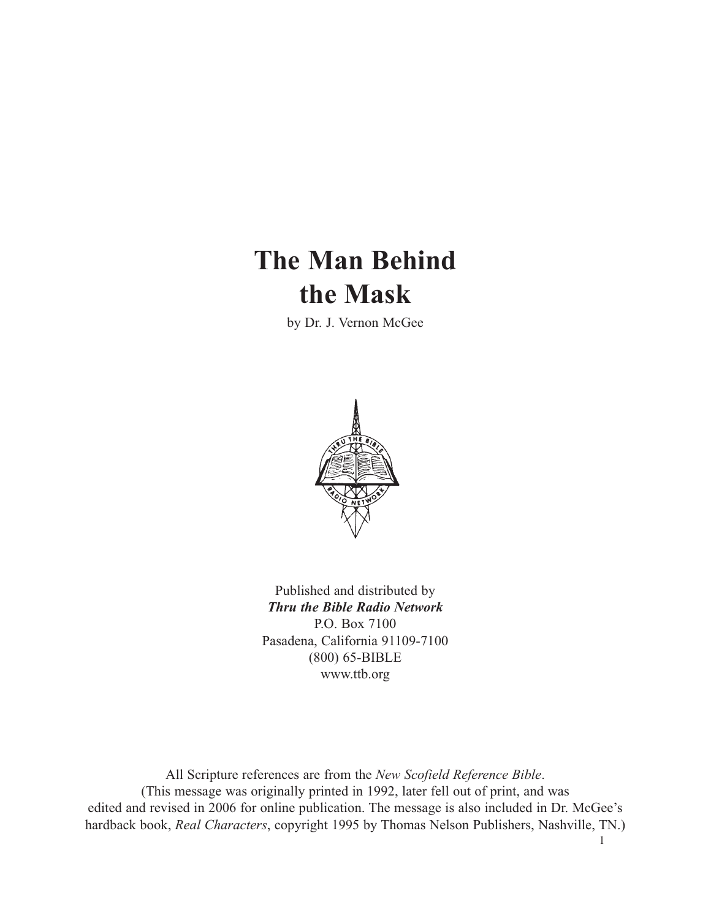# The Man Behind the Mask

by Dr. J. Vernon McGee

Published and distributed by
***Thru the Bible Radio Network***
P.O. Box 7100
Pasadena, California 91109-7100
(800) 65-BIBLE
www.ttb.org

All Scripture references are from the *New Scofield Reference Bible*.
(This message was originally printed in 1992, later fell out of print, and was edited and revised in 2006 for online publication. The message is also included in Dr. McGee's hardback book, *Real Characters*, copyright 1995 by Thomas Nelson Publishers, Nashville, TN.)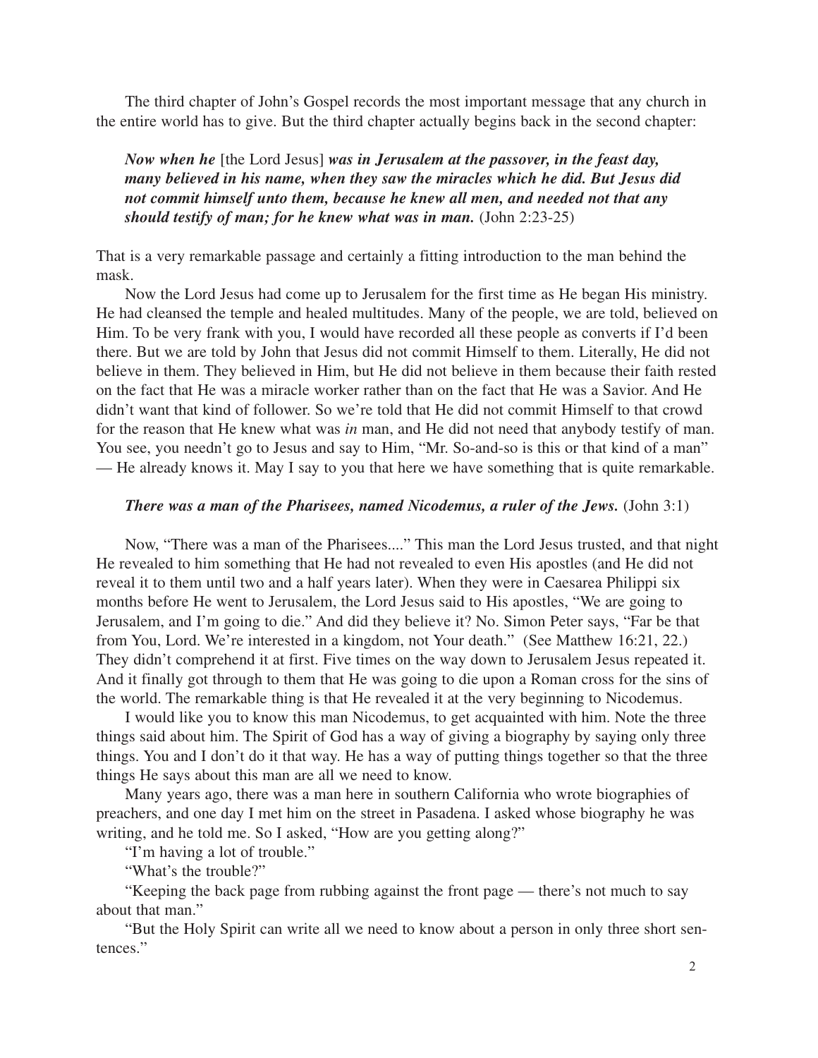The third chapter of John's Gospel records the most important message that any church in the entire world has to give. But the third chapter actually begins back in the second chapter:

> ***Now when he*** [the Lord Jesus] ***was in Jerusalem at the passover, in the feast day, many believed in his name, when they saw the miracles which he did. But Jesus did not commit himself unto them, because he knew all men, and needed not that any should testify of man; for he knew what was in man.*** (John 2:23-25)

That is a very remarkable passage and certainly a fitting introduction to the man behind the mask.

Now the Lord Jesus had come up to Jerusalem for the first time as He began His ministry. He had cleansed the temple and healed multitudes. Many of the people, we are told, believed on Him. To be very frank with you, I would have recorded all these people as converts if I'd been there. But we are told by John that Jesus did not commit Himself to them. Literally, He did not believe in them. They believed in Him, but He did not believe in them because their faith rested on the fact that He was a miracle worker rather than on the fact that He was a Savior. And He didn't want that kind of follower. So we're told that He did not commit Himself to that crowd for the reason that He knew what was *in* man, and He did not need that anybody testify of man. You see, you needn't go to Jesus and say to Him, "Mr. So-and-so is this or that kind of a man" — He already knows it. May I say to you that here we have something that is quite remarkable.

> ***There was a man of the Pharisees, named Nicodemus, a ruler of the Jews.*** (John 3:1)

Now, "There was a man of the Pharisees...." This man the Lord Jesus trusted, and that night He revealed to him something that He had not revealed to even His apostles (and He did not reveal it to them until two and a half years later). When they were in Caesarea Philippi six months before He went to Jerusalem, the Lord Jesus said to His apostles, "We are going to Jerusalem, and I'm going to die." And did they believe it? No. Simon Peter says, "Far be that from You, Lord. We're interested in a kingdom, not Your death." (See Matthew 16:21, 22.) They didn't comprehend it at first. Five times on the way down to Jerusalem Jesus repeated it. And it finally got through to them that He was going to die upon a Roman cross for the sins of the world. The remarkable thing is that He revealed it at the very beginning to Nicodemus.

I would like you to know this man Nicodemus, to get acquainted with him. Note the three things said about him. The Spirit of God has a way of giving a biography by saying only three things. You and I don't do it that way. He has a way of putting things together so that the three things He says about this man are all we need to know.

Many years ago, there was a man here in southern California who wrote biographies of preachers, and one day I met him on the street in Pasadena. I asked whose biography he was writing, and he told me. So I asked, "How are you getting along?"

"I'm having a lot of trouble."

"What's the trouble?"

"Keeping the back page from rubbing against the front page — there's not much to say about that man."

"But the Holy Spirit can write all we need to know about a person in only three short sentences."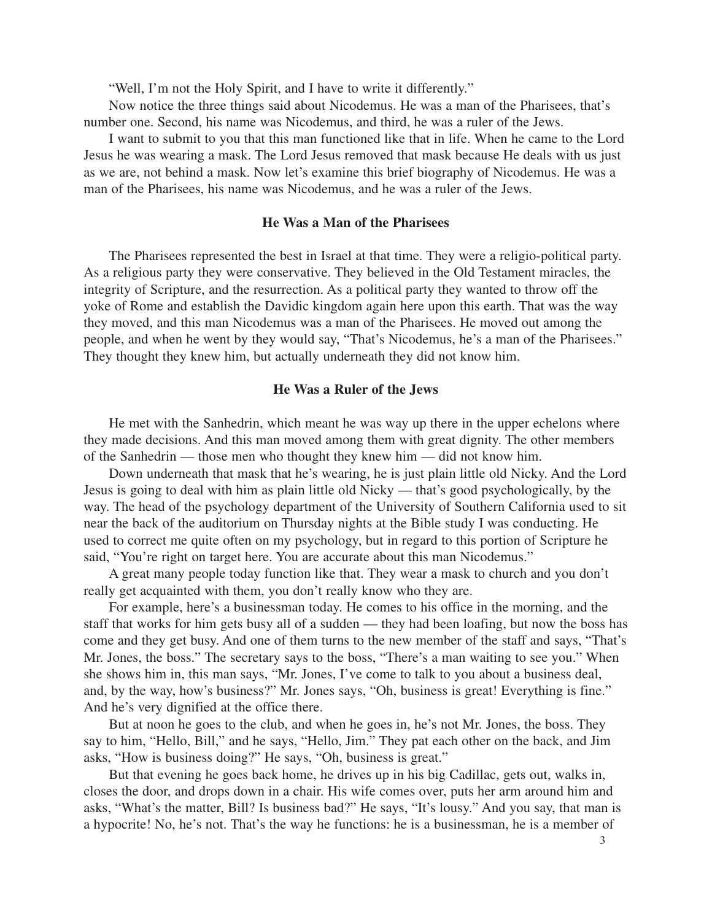"Well, I'm not the Holy Spirit, and I have to write it differently."

Now notice the three things said about Nicodemus. He was a man of the Pharisees, that's number one. Second, his name was Nicodemus, and third, he was a ruler of the Jews.

I want to submit to you that this man functioned like that in life. When he came to the Lord Jesus he was wearing a mask. The Lord Jesus removed that mask because He deals with us just as we are, not behind a mask. Now let's examine this brief biography of Nicodemus. He was a man of the Pharisees, his name was Nicodemus, and he was a ruler of the Jews.

### He Was a Man of the Pharisees

The Pharisees represented the best in Israel at that time. They were a religio-political party. As a religious party they were conservative. They believed in the Old Testament miracles, the integrity of Scripture, and the resurrection. As a political party they wanted to throw off the yoke of Rome and establish the Davidic kingdom again here upon this earth. That was the way they moved, and this man Nicodemus was a man of the Pharisees. He moved out among the people, and when he went by they would say, "That's Nicodemus, he's a man of the Pharisees." They thought they knew him, but actually underneath they did not know him.

### He Was a Ruler of the Jews

He met with the Sanhedrin, which meant he was way up there in the upper echelons where they made decisions. And this man moved among them with great dignity. The other members of the Sanhedrin — those men who thought they knew him — did not know him.

Down underneath that mask that he's wearing, he is just plain little old Nicky. And the Lord Jesus is going to deal with him as plain little old Nicky — that's good psychologically, by the way. The head of the psychology department of the University of Southern California used to sit near the back of the auditorium on Thursday nights at the Bible study I was conducting. He used to correct me quite often on my psychology, but in regard to this portion of Scripture he said, "You're right on target here. You are accurate about this man Nicodemus."

A great many people today function like that. They wear a mask to church and you don't really get acquainted with them, you don't really know who they are.

For example, here's a businessman today. He comes to his office in the morning, and the staff that works for him gets busy all of a sudden — they had been loafing, but now the boss has come and they get busy. And one of them turns to the new member of the staff and says, "That's Mr. Jones, the boss." The secretary says to the boss, "There's a man waiting to see you." When she shows him in, this man says, "Mr. Jones, I've come to talk to you about a business deal, and, by the way, how's business?" Mr. Jones says, "Oh, business is great! Everything is fine." And he's very dignified at the office there.

But at noon he goes to the club, and when he goes in, he's not Mr. Jones, the boss. They say to him, "Hello, Bill," and he says, "Hello, Jim." They pat each other on the back, and Jim asks, "How is business doing?" He says, "Oh, business is great."

But that evening he goes back home, he drives up in his big Cadillac, gets out, walks in, closes the door, and drops down in a chair. His wife comes over, puts her arm around him and asks, "What's the matter, Bill? Is business bad?" He says, "It's lousy." And you say, that man is a hypocrite! No, he's not. That's the way he functions: he is a businessman, he is a member of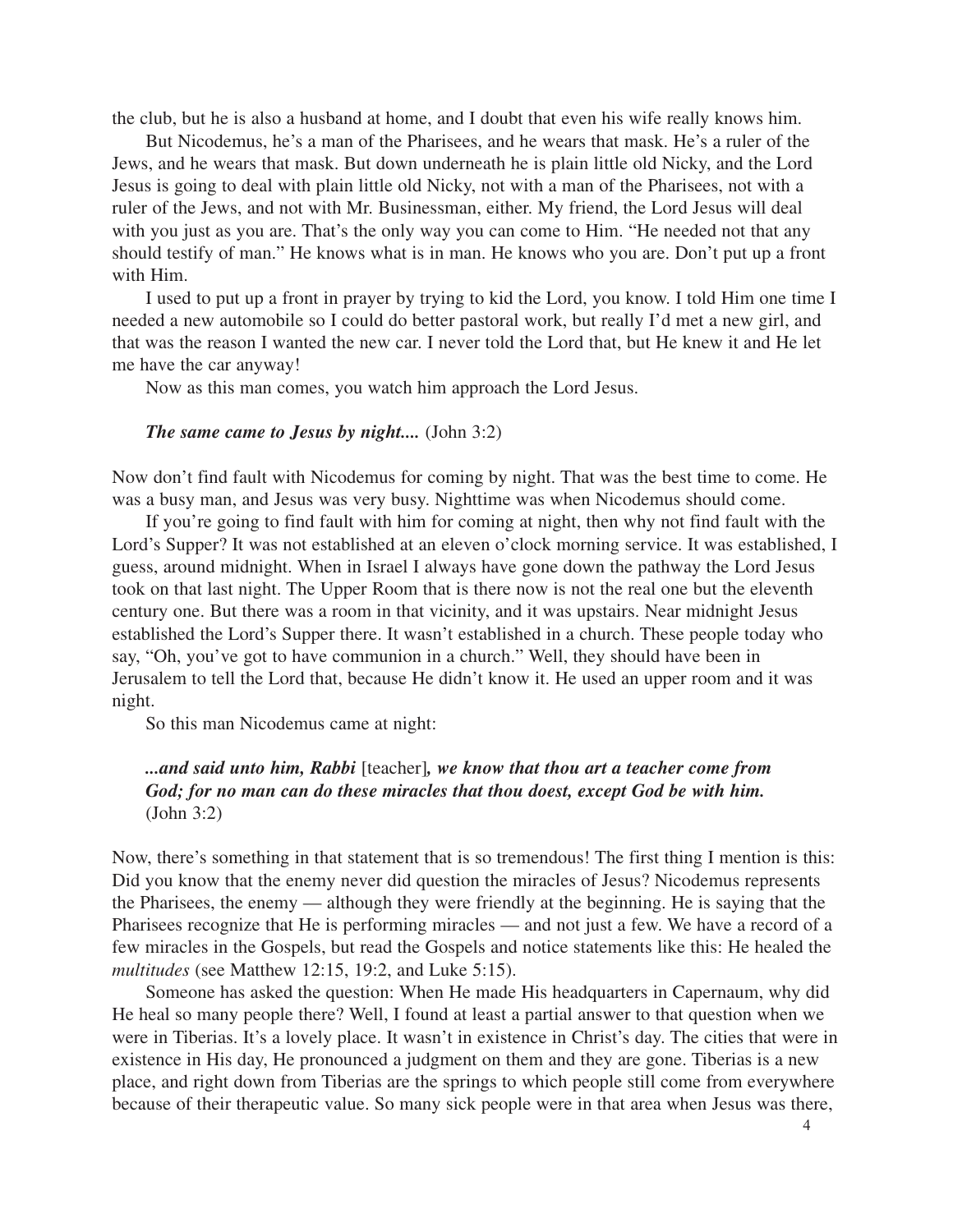the club, but he is also a husband at home, and I doubt that even his wife really knows him.

But Nicodemus, he's a man of the Pharisees, and he wears that mask. He's a ruler of the Jews, and he wears that mask. But down underneath he is plain little old Nicky, and the Lord Jesus is going to deal with plain little old Nicky, not with a man of the Pharisees, not with a ruler of the Jews, and not with Mr. Businessman, either. My friend, the Lord Jesus will deal with you just as you are. That's the only way you can come to Him. "He needed not that any should testify of man." He knows what is in man. He knows who you are. Don't put up a front with Him.

I used to put up a front in prayer by trying to kid the Lord, you know. I told Him one time I needed a new automobile so I could do better pastoral work, but really I'd met a new girl, and that was the reason I wanted the new car. I never told the Lord that, but He knew it and He let me have the car anyway!

Now as this man comes, you watch him approach the Lord Jesus.

> ***The same came to Jesus by night....*** (John 3:2)

Now don't find fault with Nicodemus for coming by night. That was the best time to come. He was a busy man, and Jesus was very busy. Nighttime was when Nicodemus should come.

If you're going to find fault with him for coming at night, then why not find fault with the Lord's Supper? It was not established at an eleven o'clock morning service. It was established, I guess, around midnight. When in Israel I always have gone down the pathway the Lord Jesus took on that last night. The Upper Room that is there now is not the real one but the eleventh century one. But there was a room in that vicinity, and it was upstairs. Near midnight Jesus established the Lord's Supper there. It wasn't established in a church. These people today who say, "Oh, you've got to have communion in a church." Well, they should have been in Jerusalem to tell the Lord that, because He didn't know it. He used an upper room and it was night.

So this man Nicodemus came at night:

> ***...and said unto him, Rabbi*** [teacher]***, we know that thou art a teacher come from God; for no man can do these miracles that thou doest, except God be with him.*** (John 3:2)

Now, there's something in that statement that is so tremendous! The first thing I mention is this: Did you know that the enemy never did question the miracles of Jesus? Nicodemus represents the Pharisees, the enemy — although they were friendly at the beginning. He is saying that the Pharisees recognize that He is performing miracles — and not just a few. We have a record of a few miracles in the Gospels, but read the Gospels and notice statements like this: He healed the *multitudes* (see Matthew 12:15, 19:2, and Luke 5:15).

Someone has asked the question: When He made His headquarters in Capernaum, why did He heal so many people there? Well, I found at least a partial answer to that question when we were in Tiberias. It's a lovely place. It wasn't in existence in Christ's day. The cities that were in existence in His day, He pronounced a judgment on them and they are gone. Tiberias is a new place, and right down from Tiberias are the springs to which people still come from everywhere because of their therapeutic value. So many sick people were in that area when Jesus was there,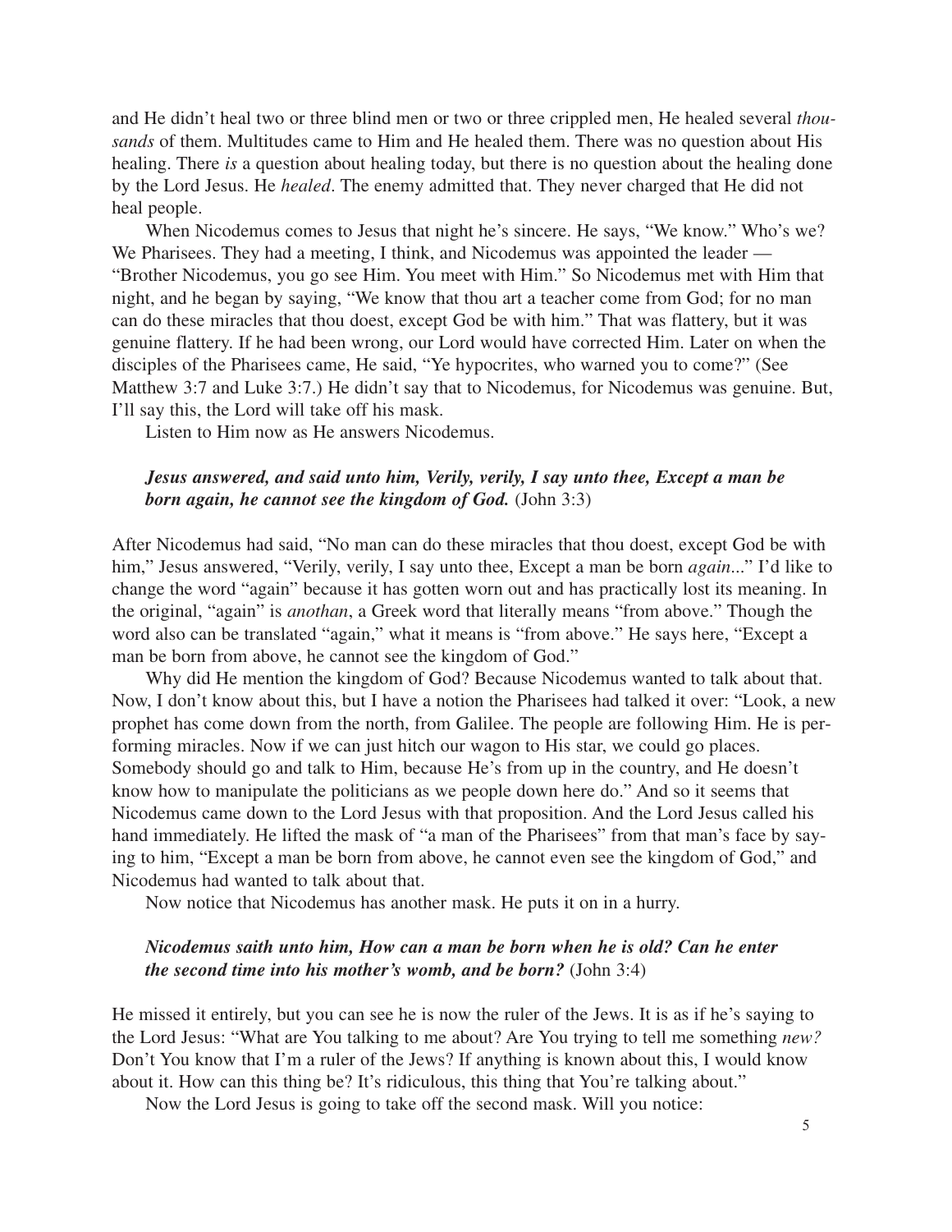and He didn't heal two or three blind men or two or three crippled men, He healed several *thousands* of them. Multitudes came to Him and He healed them. There was no question about His healing. There *is* a question about healing today, but there is no question about the healing done by the Lord Jesus. He *healed*. The enemy admitted that. They never charged that He did not heal people.

When Nicodemus comes to Jesus that night he's sincere. He says, "We know." Who's we? We Pharisees. They had a meeting, I think, and Nicodemus was appointed the leader — "Brother Nicodemus, you go see Him. You meet with Him." So Nicodemus met with Him that night, and he began by saying, "We know that thou art a teacher come from God; for no man can do these miracles that thou doest, except God be with him." That was flattery, but it was genuine flattery. If he had been wrong, our Lord would have corrected Him. Later on when the disciples of the Pharisees came, He said, "Ye hypocrites, who warned you to come?" (See Matthew 3:7 and Luke 3:7.) He didn't say that to Nicodemus, for Nicodemus was genuine. But, I'll say this, the Lord will take off his mask.

Listen to Him now as He answers Nicodemus.

> ***Jesus answered, and said unto him, Verily, verily, I say unto thee, Except a man be born again, he cannot see the kingdom of God.*** (John 3:3)

After Nicodemus had said, "No man can do these miracles that thou doest, except God be with him," Jesus answered, "Verily, verily, I say unto thee, Except a man be born *again*..." I'd like to change the word "again" because it has gotten worn out and has practically lost its meaning. In the original, "again" is *anothan*, a Greek word that literally means "from above." Though the word also can be translated "again," what it means is "from above." He says here, "Except a man be born from above, he cannot see the kingdom of God."

Why did He mention the kingdom of God? Because Nicodemus wanted to talk about that. Now, I don't know about this, but I have a notion the Pharisees had talked it over: "Look, a new prophet has come down from the north, from Galilee. The people are following Him. He is performing miracles. Now if we can just hitch our wagon to His star, we could go places. Somebody should go and talk to Him, because He's from up in the country, and He doesn't know how to manipulate the politicians as we people down here do." And so it seems that Nicodemus came down to the Lord Jesus with that proposition. And the Lord Jesus called his hand immediately. He lifted the mask of "a man of the Pharisees" from that man's face by saying to him, "Except a man be born from above, he cannot even see the kingdom of God," and Nicodemus had wanted to talk about that.

Now notice that Nicodemus has another mask. He puts it on in a hurry.

> ***Nicodemus saith unto him, How can a man be born when he is old? Can he enter the second time into his mother's womb, and be born?*** (John 3:4)

He missed it entirely, but you can see he is now the ruler of the Jews. It is as if he's saying to the Lord Jesus: "What are You talking to me about? Are You trying to tell me something *new?* Don't You know that I'm a ruler of the Jews? If anything is known about this, I would know about it. How can this thing be? It's ridiculous, this thing that You're talking about."

Now the Lord Jesus is going to take off the second mask. Will you notice: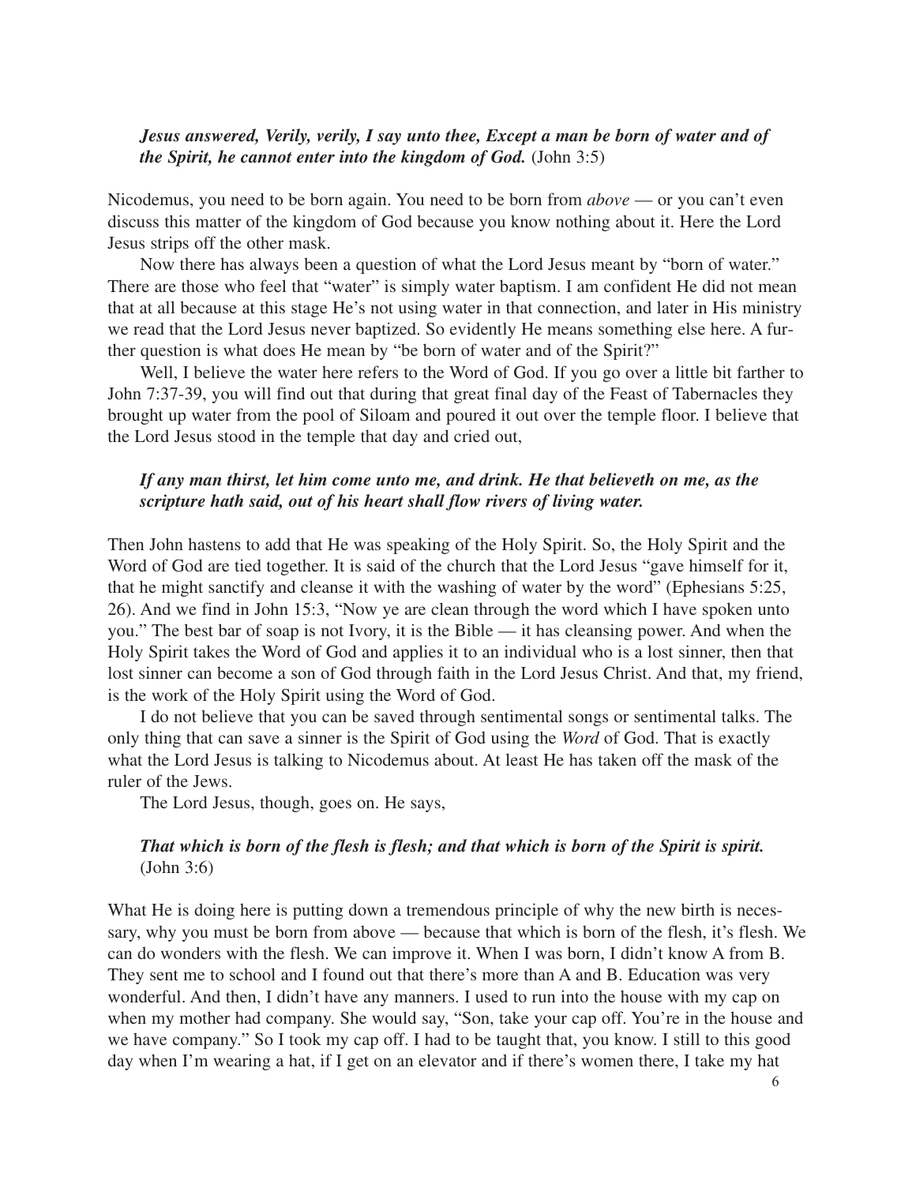***Jesus answered, Verily, verily, I say unto thee, Except a man be born of water and of the Spirit, he cannot enter into the kingdom of God.*** (John 3:5)

Nicodemus, you need to be born again. You need to be born from *above* — or you can't even discuss this matter of the kingdom of God because you know nothing about it. Here the Lord Jesus strips off the other mask.

Now there has always been a question of what the Lord Jesus meant by "born of water." There are those who feel that "water" is simply water baptism. I am confident He did not mean that at all because at this stage He's not using water in that connection, and later in His ministry we read that the Lord Jesus never baptized. So evidently He means something else here. A further question is what does He mean by "be born of water and of the Spirit?"

Well, I believe the water here refers to the Word of God. If you go over a little bit farther to John 7:37-39, you will find out that during that great final day of the Feast of Tabernacles they brought up water from the pool of Siloam and poured it out over the temple floor. I believe that the Lord Jesus stood in the temple that day and cried out,

***If any man thirst, let him come unto me, and drink. He that believeth on me, as the scripture hath said, out of his heart shall flow rivers of living water.***

Then John hastens to add that He was speaking of the Holy Spirit. So, the Holy Spirit and the Word of God are tied together. It is said of the church that the Lord Jesus "gave himself for it, that he might sanctify and cleanse it with the washing of water by the word" (Ephesians 5:25, 26). And we find in John 15:3, "Now ye are clean through the word which I have spoken unto you." The best bar of soap is not Ivory, it is the Bible — it has cleansing power. And when the Holy Spirit takes the Word of God and applies it to an individual who is a lost sinner, then that lost sinner can become a son of God through faith in the Lord Jesus Christ. And that, my friend, is the work of the Holy Spirit using the Word of God.

I do not believe that you can be saved through sentimental songs or sentimental talks. The only thing that can save a sinner is the Spirit of God using the *Word* of God. That is exactly what the Lord Jesus is talking to Nicodemus about. At least He has taken off the mask of the ruler of the Jews.

The Lord Jesus, though, goes on. He says,

***That which is born of the flesh is flesh; and that which is born of the Spirit is spirit.*** (John 3:6)

What He is doing here is putting down a tremendous principle of why the new birth is necessary, why you must be born from above — because that which is born of the flesh, it's flesh. We can do wonders with the flesh. We can improve it. When I was born, I didn't know A from B. They sent me to school and I found out that there's more than A and B. Education was very wonderful. And then, I didn't have any manners. I used to run into the house with my cap on when my mother had company. She would say, "Son, take your cap off. You're in the house and we have company." So I took my cap off. I had to be taught that, you know. I still to this good day when I'm wearing a hat, if I get on an elevator and if there's women there, I take my hat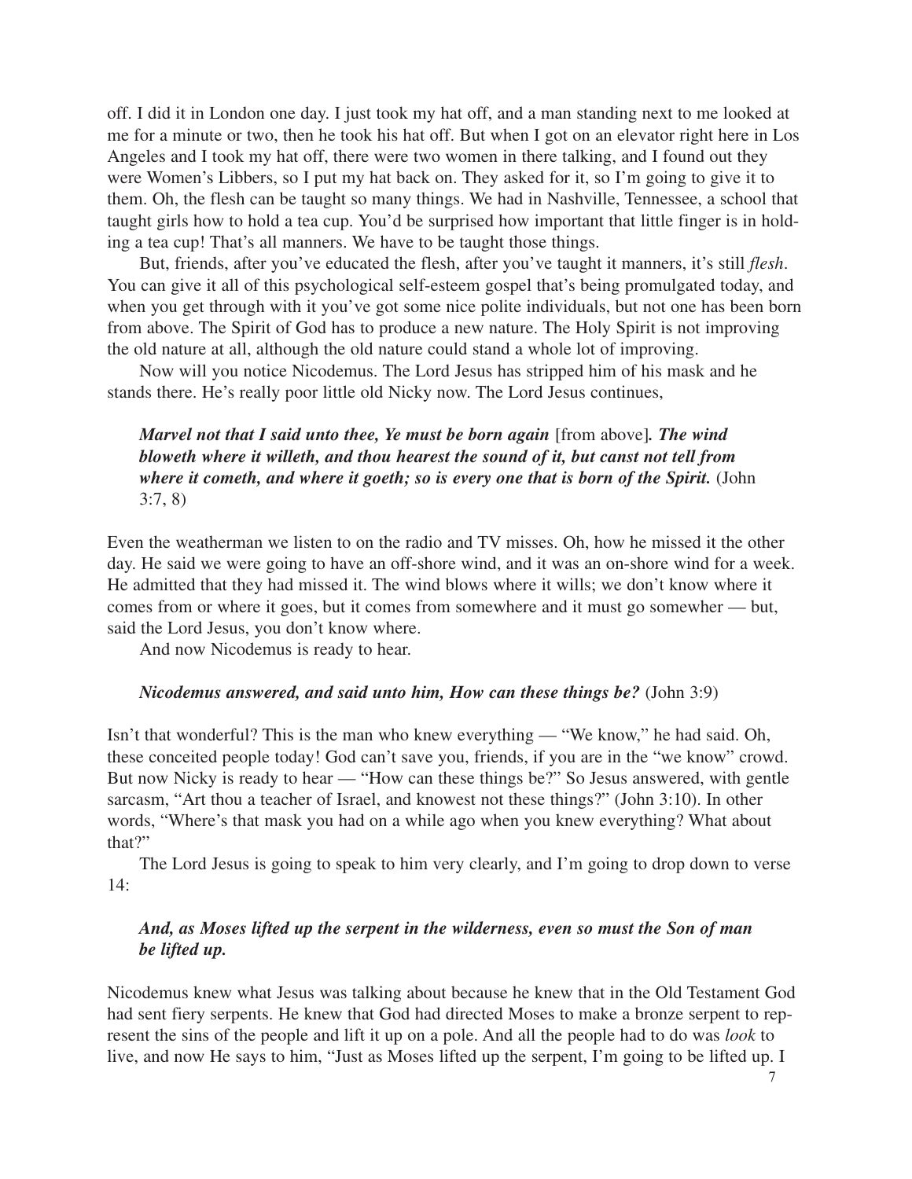off. I did it in London one day. I just took my hat off, and a man standing next to me looked at me for a minute or two, then he took his hat off. But when I got on an elevator right here in Los Angeles and I took my hat off, there were two women in there talking, and I found out they were Women's Libbers, so I put my hat back on. They asked for it, so I'm going to give it to them. Oh, the flesh can be taught so many things. We had in Nashville, Tennessee, a school that taught girls how to hold a tea cup. You'd be surprised how important that little finger is in holding a tea cup! That's all manners. We have to be taught those things.

But, friends, after you've educated the flesh, after you've taught it manners, it's still *flesh*. You can give it all of this psychological self-esteem gospel that's being promulgated today, and when you get through with it you've got some nice polite individuals, but not one has been born from above. The Spirit of God has to produce a new nature. The Holy Spirit is not improving the old nature at all, although the old nature could stand a whole lot of improving.

Now will you notice Nicodemus. The Lord Jesus has stripped him of his mask and he stands there. He's really poor little old Nicky now. The Lord Jesus continues,

> ***Marvel not that I said unto thee, Ye must be born again*** [from above]***. The wind bloweth where it willeth, and thou hearest the sound of it, but canst not tell from where it cometh, and where it goeth; so is every one that is born of the Spirit.*** (John 3:7, 8)

Even the weatherman we listen to on the radio and TV misses. Oh, how he missed it the other day. He said we were going to have an off-shore wind, and it was an on-shore wind for a week. He admitted that they had missed it. The wind blows where it wills; we don't know where it comes from or where it goes, but it comes from somewhere and it must go somewher — but, said the Lord Jesus, you don't know where.

And now Nicodemus is ready to hear.

> ***Nicodemus answered, and said unto him, How can these things be?*** (John 3:9)

Isn't that wonderful? This is the man who knew everything — "We know," he had said. Oh, these conceited people today! God can't save you, friends, if you are in the "we know" crowd. But now Nicky is ready to hear — "How can these things be?" So Jesus answered, with gentle sarcasm, "Art thou a teacher of Israel, and knowest not these things?" (John 3:10). In other words, "Where's that mask you had on a while ago when you knew everything? What about that?"

The Lord Jesus is going to speak to him very clearly, and I'm going to drop down to verse 14:

> ***And, as Moses lifted up the serpent in the wilderness, even so must the Son of man be lifted up.***

Nicodemus knew what Jesus was talking about because he knew that in the Old Testament God had sent fiery serpents. He knew that God had directed Moses to make a bronze serpent to represent the sins of the people and lift it up on a pole. And all the people had to do was *look* to live, and now He says to him, "Just as Moses lifted up the serpent, I'm going to be lifted up. I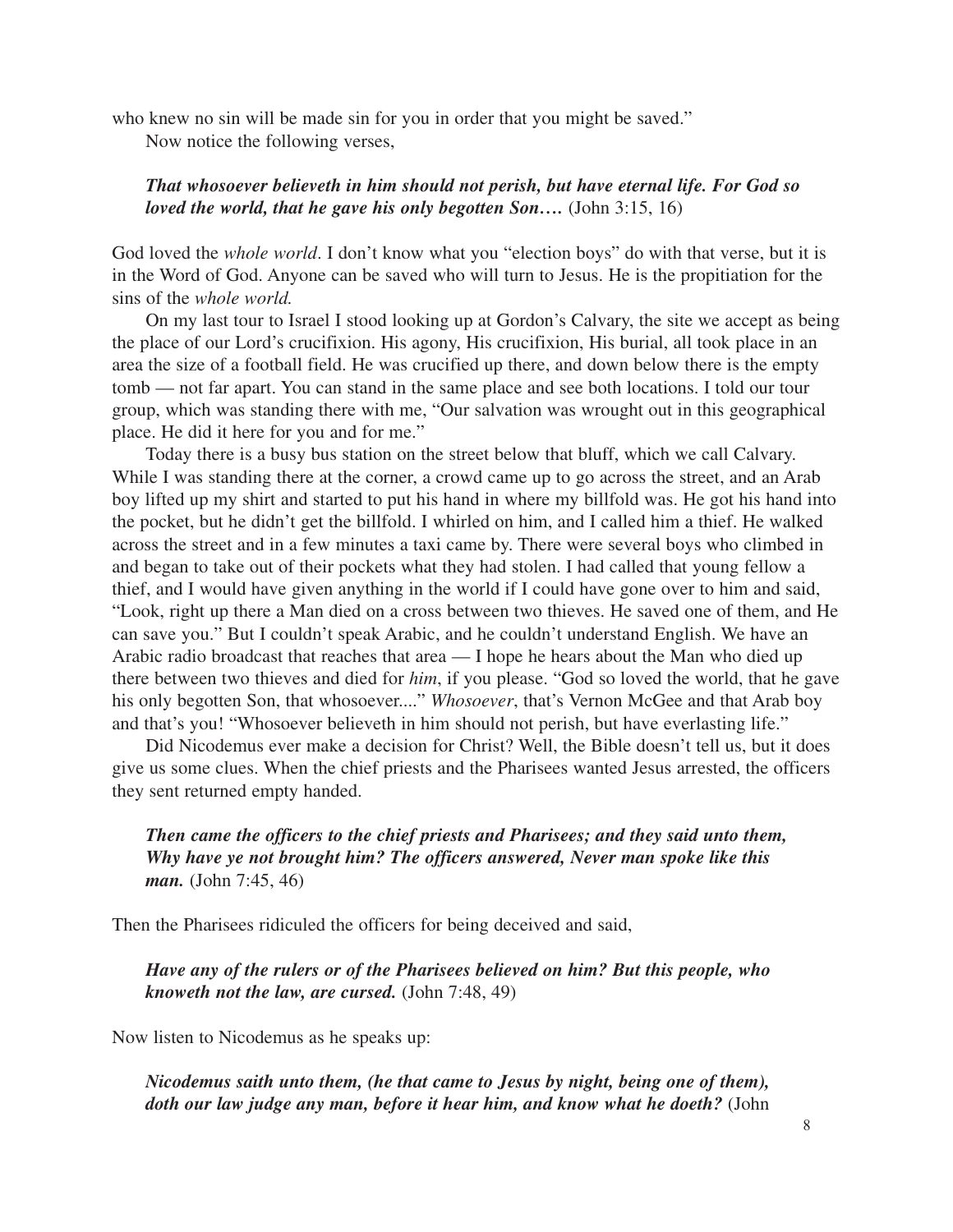who knew no sin will be made sin for you in order that you might be saved."

Now notice the following verses,

> ***That whosoever believeth in him should not perish, but have eternal life. For God so loved the world, that he gave his only begotten Son….*** (John 3:15, 16)

God loved the *whole world*. I don't know what you "election boys" do with that verse, but it is in the Word of God. Anyone can be saved who will turn to Jesus. He is the propitiation for the sins of the *whole world.*

On my last tour to Israel I stood looking up at Gordon's Calvary, the site we accept as being the place of our Lord's crucifixion. His agony, His crucifixion, His burial, all took place in an area the size of a football field. He was crucified up there, and down below there is the empty tomb — not far apart. You can stand in the same place and see both locations. I told our tour group, which was standing there with me, "Our salvation was wrought out in this geographical place. He did it here for you and for me."

Today there is a busy bus station on the street below that bluff, which we call Calvary. While I was standing there at the corner, a crowd came up to go across the street, and an Arab boy lifted up my shirt and started to put his hand in where my billfold was. He got his hand into the pocket, but he didn't get the billfold. I whirled on him, and I called him a thief. He walked across the street and in a few minutes a taxi came by. There were several boys who climbed in and began to take out of their pockets what they had stolen. I had called that young fellow a thief, and I would have given anything in the world if I could have gone over to him and said, "Look, right up there a Man died on a cross between two thieves. He saved one of them, and He can save you." But I couldn't speak Arabic, and he couldn't understand English. We have an Arabic radio broadcast that reaches that area — I hope he hears about the Man who died up there between two thieves and died for *him*, if you please. "God so loved the world, that he gave his only begotten Son, that whosoever...." *Whosoever*, that's Vernon McGee and that Arab boy and that's you! "Whosoever believeth in him should not perish, but have everlasting life."

Did Nicodemus ever make a decision for Christ? Well, the Bible doesn't tell us, but it does give us some clues. When the chief priests and the Pharisees wanted Jesus arrested, the officers they sent returned empty handed.

> ***Then came the officers to the chief priests and Pharisees; and they said unto them, Why have ye not brought him? The officers answered, Never man spoke like this man.*** (John 7:45, 46)

Then the Pharisees ridiculed the officers for being deceived and said,

> ***Have any of the rulers or of the Pharisees believed on him? But this people, who knoweth not the law, are cursed.*** (John 7:48, 49)

Now listen to Nicodemus as he speaks up:

> ***Nicodemus saith unto them, (he that came to Jesus by night, being one of them), doth our law judge any man, before it hear him, and know what he doeth?*** (John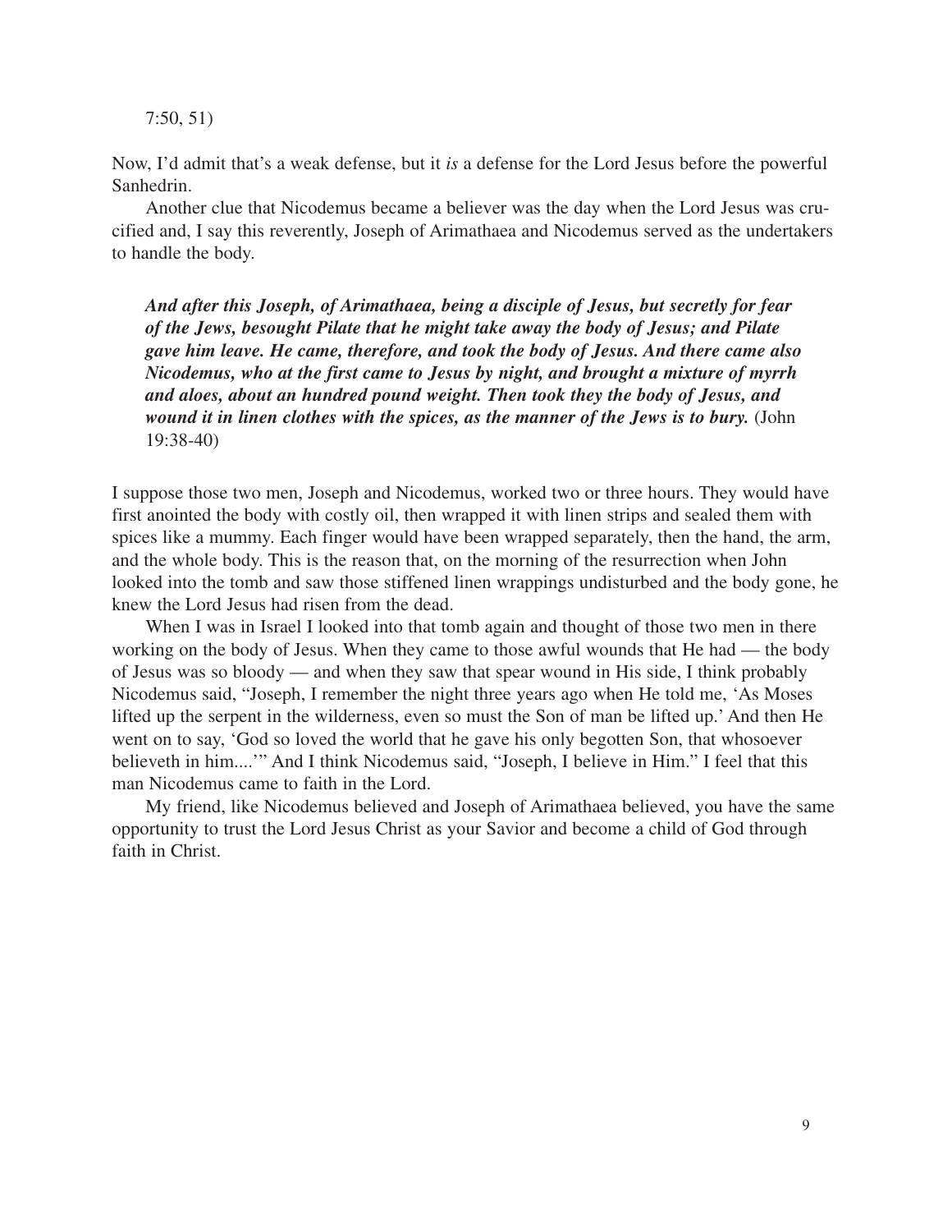7:50, 51)

Now, I'd admit that's a weak defense, but it *is* a defense for the Lord Jesus before the powerful Sanhedrin.

Another clue that Nicodemus became a believer was the day when the Lord Jesus was crucified and, I say this reverently, Joseph of Arimathaea and Nicodemus served as the undertakers to handle the body.

> ***And after this Joseph, of Arimathaea, being a disciple of Jesus, but secretly for fear of the Jews, besought Pilate that he might take away the body of Jesus; and Pilate gave him leave. He came, therefore, and took the body of Jesus. And there came also Nicodemus, who at the first came to Jesus by night, and brought a mixture of myrrh and aloes, about an hundred pound weight. Then took they the body of Jesus, and wound it in linen clothes with the spices, as the manner of the Jews is to bury.*** (John 19:38-40)

I suppose those two men, Joseph and Nicodemus, worked two or three hours. They would have first anointed the body with costly oil, then wrapped it with linen strips and sealed them with spices like a mummy. Each finger would have been wrapped separately, then the hand, the arm, and the whole body. This is the reason that, on the morning of the resurrection when John looked into the tomb and saw those stiffened linen wrappings undisturbed and the body gone, he knew the Lord Jesus had risen from the dead.

When I was in Israel I looked into that tomb again and thought of those two men in there working on the body of Jesus. When they came to those awful wounds that He had — the body of Jesus was so bloody — and when they saw that spear wound in His side, I think probably Nicodemus said, "Joseph, I remember the night three years ago when He told me, 'As Moses lifted up the serpent in the wilderness, even so must the Son of man be lifted up.' And then He went on to say, 'God so loved the world that he gave his only begotten Son, that whosoever believeth in him....'" And I think Nicodemus said, "Joseph, I believe in Him." I feel that this man Nicodemus came to faith in the Lord.

My friend, like Nicodemus believed and Joseph of Arimathaea believed, you have the same opportunity to trust the Lord Jesus Christ as your Savior and become a child of God through faith in Christ.